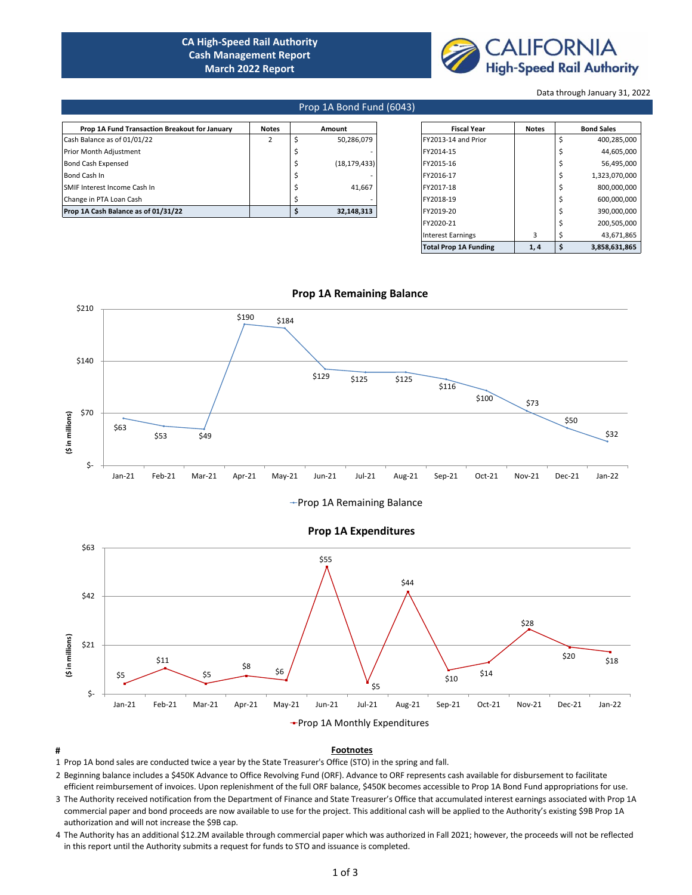# CA High-Speed Rail Authority
## Cash Management Report
## March 2022 Report

CALIFORNIA High-Speed Rail Authority

Data through January 31, 2022

## Prop 1A Bond Fund (6043)

| Prop 1A Fund Transaction Breakout for January | Notes | Amount |
|---|---|---|
| Cash Balance as of 01/01/22 | 2 | $ 50,286,079 |
| Prior Month Adjustment | | $ - |
| Bond Cash Expensed | | $ (18,179,433) |
| Bond Cash In | | $ - |
| SMIF Interest Income Cash In | | $ 41,667 |
| Change in PTA Loan Cash | | $ - |
| **Prop 1A Cash Balance as of 01/31/22** | | **$ 32,148,313** |

| Fiscal Year | Notes | Bond Sales |
|---|---|---|
| FY2013-14 and Prior | | $ 400,285,000 |
| FY2014-15 | | $ 44,605,000 |
| FY2015-16 | | $ 56,495,000 |
| FY2016-17 | | $ 1,323,070,000 |
| FY2017-18 | | $ 800,000,000 |
| FY2018-19 | | $ 600,000,000 |
| FY2019-20 | | $ 390,000,000 |
| FY2020-21 | | $ 200,505,000 |
| Interest Earnings | 3 | $ 43,671,865 |
| **Total Prop 1A Funding** | **1, 4** | **$ 3,858,631,865** |

### Prop 1A Remaining Balance

($ in millions)

| Jan-21 | Feb-21 | Mar-21 | Apr-21 | May-21 | Jun-21 | Jul-21 | Aug-21 | Sep-21 | Oct-21 | Nov-21 | Dec-21 | Jan-22 |
|---|---|---|---|---|---|---|---|---|---|---|---|---|
| $63 | $53 | $49 | $190 | $184 | $129 | $125 | $125 | $116 | $100 | $73 | $50 | $32 |

Prop 1A Remaining Balance

### Prop 1A Expenditures

($ in millions)

| Jan-21 | Feb-21 | Mar-21 | Apr-21 | May-21 | Jun-21 | Jul-21 | Aug-21 | Sep-21 | Oct-21 | Nov-21 | Dec-21 | Jan-22 |
|---|---|---|---|---|---|---|---|---|---|---|---|---|
| $5 | $11 | $5 | $8 | $6 | $55 | $5 | $44 | $10 | $14 | $28 | $20 | $18 |

Prop 1A Monthly Expenditures

| # | Footnotes |
|---|---|
| 1 | Prop 1A bond sales are conducted twice a year by the State Treasurer's Office (STO) in the spring and fall. |
| 2 | Beginning balance includes a $450K Advance to Office Revolving Fund (ORF). Advance to ORF represents cash available for disbursement to facilitate efficient reimbursement of invoices. Upon replenishment of the full ORF balance, $450K becomes accessible to Prop 1A Bond Fund appropriations for use. |
| 3 | The Authority received notification from the Department of Finance and State Treasurer's Office that accumulated interest earnings associated with Prop 1A commercial paper and bond proceeds are now available to use for the project. This additional cash will be applied to the Authority's existing $9B Prop 1A authorization and will not increase the $9B cap. |
| 4 | The Authority has an additional $12.2M available through commercial paper which was authorized in Fall 2021; however, the proceeds will not be reflected in this report until the Authority submits a request for funds to STO and issuance is completed. |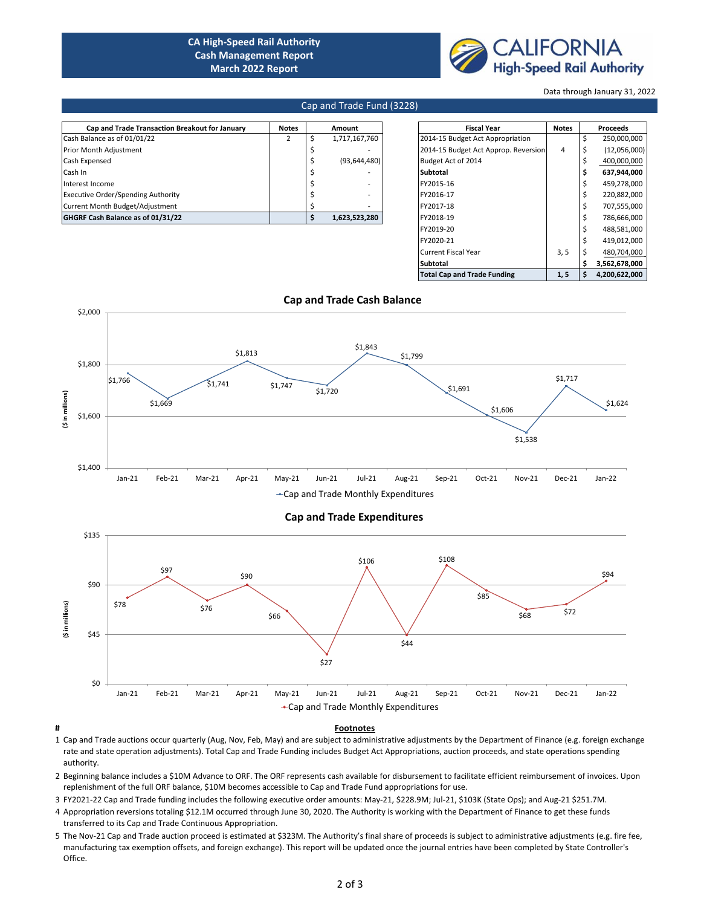# CA High-Speed Rail Authority
## Cash Management Report
## March 2022 Report

CALIFORNIA High-Speed Rail Authority

Data through January 31, 2022

## Cap and Trade Fund (3228)

| Cap and Trade Transaction Breakout for January | Notes | Amount |
|---|---|---|
| Cash Balance as of 01/01/22 | 2 | $ 1,717,167,760 |
| Prior Month Adjustment | | $ - |
| Cash Expensed | | $ (93,644,480) |
| Cash In | | $ - |
| Interest Income | | $ - |
| Executive Order/Spending Authority | | $ - |
| Current Month Budget/Adjustment | | $ - |
| **GHGRF Cash Balance as of 01/31/22** | | **$ 1,623,523,280** |

| Fiscal Year | Notes | Proceeds |
|---|---|---|
| 2014-15 Budget Act Appropriation | | $ 250,000,000 |
| 2014-15 Budget Act Approp. Reversion | 4 | $ (12,056,000) |
| Budget Act of 2014 | | $ 400,000,000 |
| **Subtotal** | | **$ 637,944,000** |
| FY2015-16 | | $ 459,278,000 |
| FY2016-17 | | $ 220,882,000 |
| FY2017-18 | | $ 707,555,000 |
| FY2018-19 | | $ 786,666,000 |
| FY2019-20 | | $ 488,581,000 |
| FY2020-21 | | $ 419,012,000 |
| Current Fiscal Year | 3, 5 | $ 480,704,000 |
| **Subtotal** | | **$ 3,562,678,000** |
| **Total Cap and Trade Funding** | **1, 5** | **$ 4,200,622,000** |

### Cap and Trade Cash Balance

($ in millions)

| Jan-21 | Feb-21 | Mar-21 | Apr-21 | May-21 | Jun-21 | Jul-21 | Aug-21 | Sep-21 | Oct-21 | Nov-21 | Dec-21 | Jan-22 |
|---|---|---|---|---|---|---|---|---|---|---|---|---|
| $1,766 | $1,669 | $1,741 | $1,813 | $1,747 | $1,720 | $1,843 | $1,799 | $1,691 | $1,606 | $1,538 | $1,717 | $1,624 |

Cap and Trade Monthly Expenditures

### Cap and Trade Expenditures

($ in millions)

| Jan-21 | Feb-21 | Mar-21 | Apr-21 | May-21 | Jun-21 | Jul-21 | Aug-21 | Sep-21 | Oct-21 | Nov-21 | Dec-21 | Jan-22 |
|---|---|---|---|---|---|---|---|---|---|---|---|---|
| $78 | $97 | $76 | $90 | $66 | $27 | $106 | $44 | $108 | $85 | $68 | $72 | $94 |

Cap and Trade Monthly Expenditures

| # | Footnotes |
|---|---|
| 1 | Cap and Trade auctions occur quarterly (Aug, Nov, Feb, May) and are subject to administrative adjustments by the Department of Finance (e.g. foreign exchange rate and state operation adjustments). Total Cap and Trade Funding includes Budget Act Appropriations, auction proceeds, and state operations spending authority. |
| 2 | Beginning balance includes a $10M Advance to ORF. The ORF represents cash available for disbursement to facilitate efficient reimbursement of invoices. Upon replenishment of the full ORF balance, $10M becomes accessible to Cap and Trade Fund appropriations for use. |
| 3 | FY2021-22 Cap and Trade funding includes the following executive order amounts: May-21, $228.9M; Jul-21, $103K (State Ops); and Aug-21 $251.7M. |
| 4 | Appropriation reversions totaling $12.1M occurred through June 30, 2020. The Authority is working with the Department of Finance to get these funds transferred to its Cap and Trade Continuous Appropriation. |
| 5 | The Nov-21 Cap and Trade auction proceed is estimated at $323M. The Authority's final share of proceeds is subject to administrative adjustments (e.g. fire fee, manufacturing tax exemption offsets, and foreign exchange). This report will be updated once the journal entries have been completed by State Controller's Office. |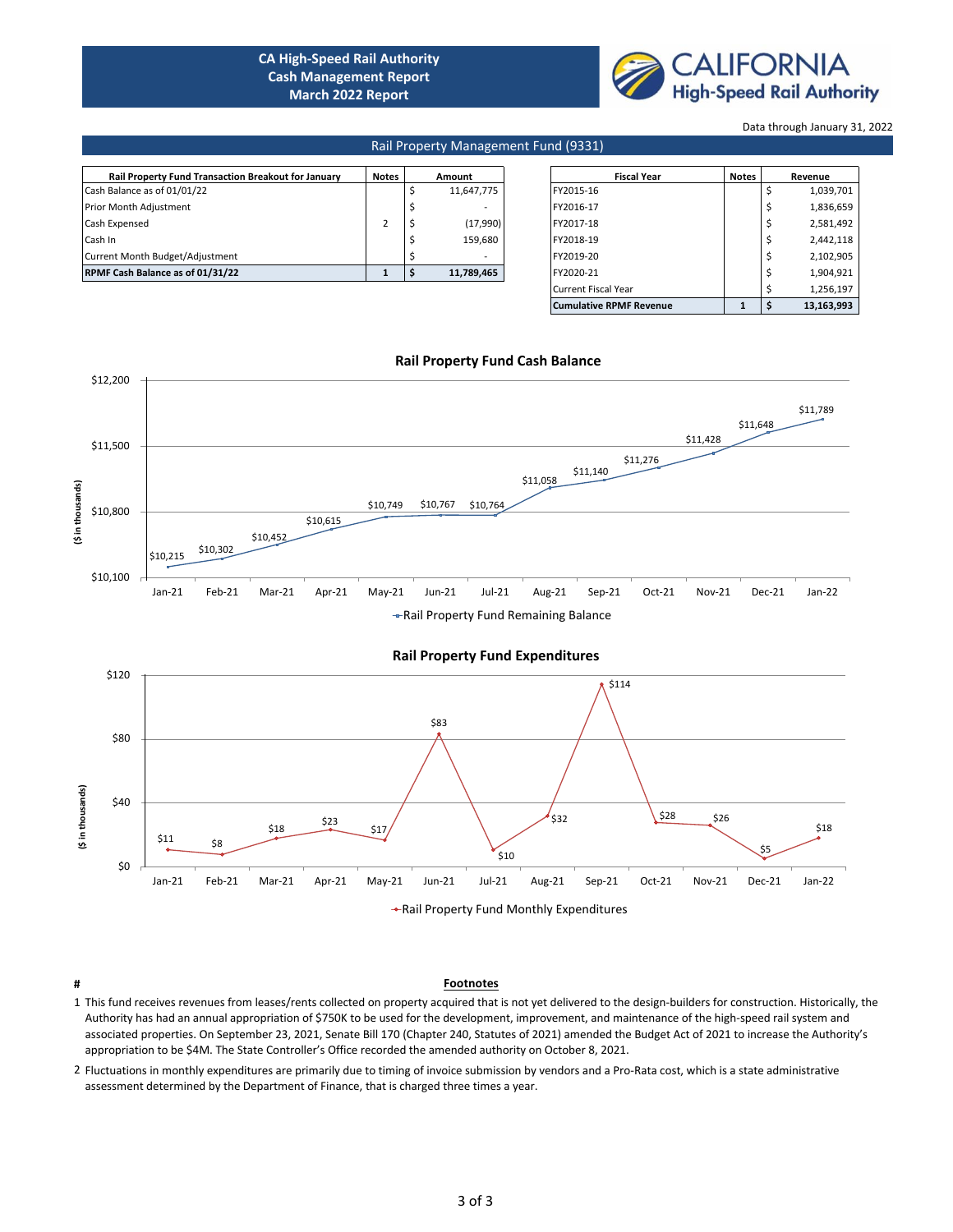**CA High-Speed Rail Authority**
**Cash Management Report**
**March 2022 Report**

CALIFORNIA High-Speed Rail Authority

Data through January 31, 2022

## Rail Property Management Fund (9331)

| Rail Property Fund Transaction Breakout for January | Notes | | Amount |
|---|---|---|---|
| Cash Balance as of 01/01/22 | | $ | 11,647,775 |
| Prior Month Adjustment | | $ | - |
| Cash Expensed | 2 | $ | (17,990) |
| Cash In | | $ | 159,680 |
| Current Month Budget/Adjustment | | $ | - |
| **RPMF Cash Balance as of 01/31/22** | **1** | **$** | **11,789,465** |

| Fiscal Year | Notes | | Revenue |
|---|---|---|---|
| FY2015-16 | | $ | 1,039,701 |
| FY2016-17 | | $ | 1,836,659 |
| FY2017-18 | | $ | 2,581,492 |
| FY2018-19 | | $ | 2,442,118 |
| FY2019-20 | | $ | 2,102,905 |
| FY2020-21 | | $ | 1,904,921 |
| Current Fiscal Year | | $ | 1,256,197 |
| **Cumulative RPMF Revenue** | **1** | **$** | **13,163,993** |

**Rail Property Fund Cash Balance**

($ in thousands)

$12,200
$11,500
$10,800
$10,100

Jan-21 Feb-21 Mar-21 Apr-21 May-21 Jun-21 Jul-21 Aug-21 Sep-21 Oct-21 Nov-21 Dec-21 Jan-22

$10,215 $10,302 $10,452 $10,615 $10,749 $10,767 $10,764 $11,058 $11,140 $11,276 $11,428 $11,648 $11,789

Rail Property Fund Remaining Balance

**Rail Property Fund Expenditures**

($ in thousands)

$120
$80
$40
$0

Jan-21 Feb-21 Mar-21 Apr-21 May-21 Jun-21 Jul-21 Aug-21 Sep-21 Oct-21 Nov-21 Dec-21 Jan-22

$11 $8 $18 $23 $17 $83 $10 $32 $114 $28 $26 $5 $18

Rail Property Fund Monthly Expenditures

| # | Footnotes |
|---|---|
| 1 | This fund receives revenues from leases/rents collected on property acquired that is not yet delivered to the design-builders for construction. Historically, the Authority has had an annual appropriation of $750K to be used for the development, improvement, and maintenance of the high-speed rail system and associated properties. On September 23, 2021, Senate Bill 170 (Chapter 240, Statutes of 2021) amended the Budget Act of 2021 to increase the Authority's appropriation to be $4M. The State Controller's Office recorded the amended authority on October 8, 2021. |
| 2 | Fluctuations in monthly expenditures are primarily due to timing of invoice submission by vendors and a Pro-Rata cost, which is a state administrative assessment determined by the Department of Finance, that is charged three times a year. |